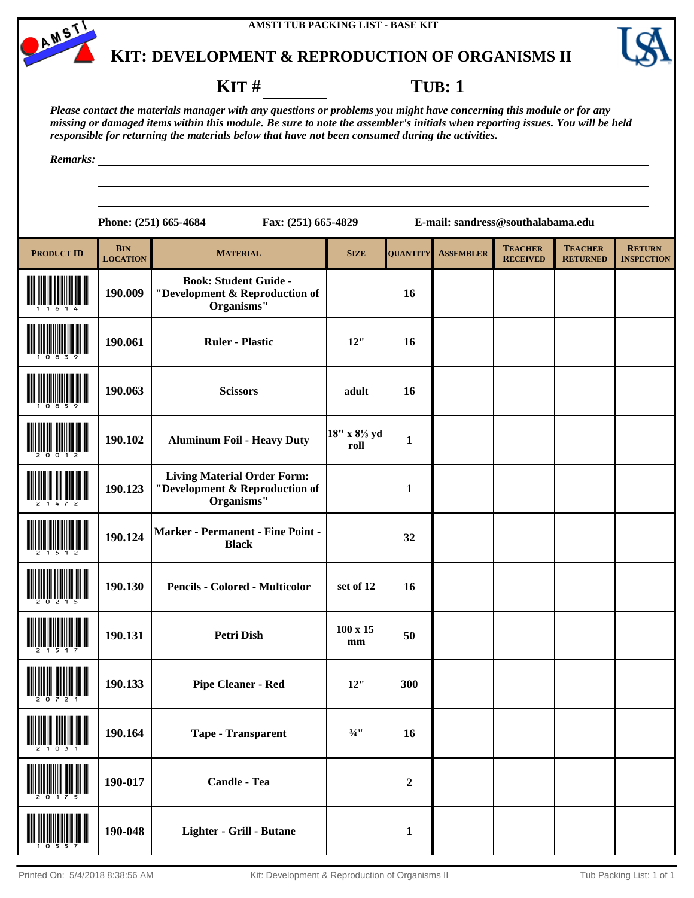AMSTI TUB PACKING LIST - BASE KIT

# KIT: DEVELOPMENT & REPRODUCTION OF ORGANISMS II

**KIT #** ________ **TUB: 1**

*Please contact the materials manager with any questions or problems you might have concerning this module or for any missing or damaged items within this module. Be sure to note the assembler's initials when reporting issues. You will be held responsible for returning the materials below that have not been consumed during the activities.*

*Remarks:* ____________________________________________

**Phone: (251) 665-4684** **Fax: (251) 665-4829** **E-mail: sandress@southalabama.edu**

| PRODUCT ID | BIN LOCATION | MATERIAL | SIZE | QUANTITY | ASSEMBLER | TEACHER RECEIVED | TEACHER RETURNED | RETURN INSPECTION |
|---|---|---|---|---|---|---|---|---|
| 11614 | 190.009 | Book: Student Guide - "Development & Reproduction of Organisms" | | 16 | | | | |
| 10839 | 190.061 | Ruler - Plastic | 12" | 16 | | | | |
| 10859 | 190.063 | Scissors | adult | 16 | | | | |
| 20012 | 190.102 | Aluminum Foil - Heavy Duty | 18" x 8⅓ yd roll | 1 | | | | |
| 21472 | 190.123 | Living Material Order Form: "Development & Reproduction of Organisms" | | 1 | | | | |
| 21512 | 190.124 | Marker - Permanent - Fine Point - Black | | 32 | | | | |
| 20215 | 190.130 | Pencils - Colored - Multicolor | set of 12 | 16 | | | | |
| 21517 | 190.131 | Petri Dish | 100 x 15 mm | 50 | | | | |
| 20721 | 190.133 | Pipe Cleaner - Red | 12" | 300 | | | | |
| 21031 | 190.164 | Tape - Transparent | ¾" | 16 | | | | |
| 20175 | 190-017 | Candle - Tea | | 2 | | | | |
| 10557 | 190-048 | Lighter - Grill - Butane | | 1 | | | | |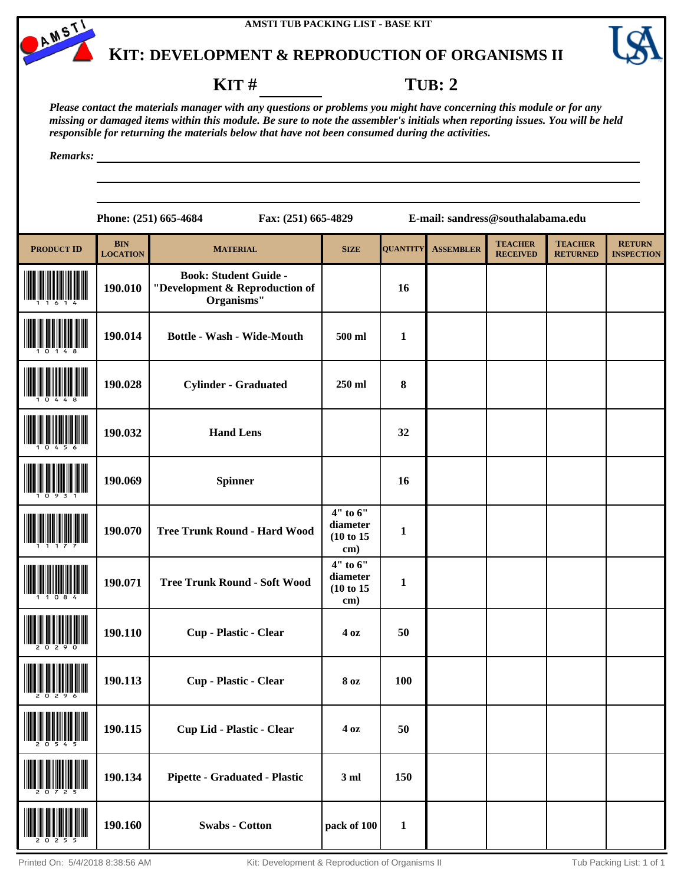AMSTI TUB PACKING LIST - BASE KIT

# KIT: DEVELOPMENT & REPRODUCTION OF ORGANISMS II

**KIT # ________ TUB: 2**

*Please contact the materials manager with any questions or problems you might have concerning this module or for any missing or damaged items within this module. Be sure to note the assembler's initials when reporting issues. You will be held responsible for returning the materials below that have not been consumed during the activities.*

*Remarks:* ____________________________________________

**Phone: (251) 665-4684 Fax: (251) 665-4829 E-mail: sandress@southalabama.edu**

| PRODUCT ID | BIN LOCATION | MATERIAL | SIZE | QUANTITY | ASSEMBLER | TEACHER RECEIVED | TEACHER RETURNED | RETURN INSPECTION |
|---|---|---|---|---|---|---|---|---|
| 11614 | 190.010 | Book: Student Guide - "Development & Reproduction of Organisms" | | 16 | | | | |
| 10148 | 190.014 | Bottle - Wash - Wide-Mouth | 500 ml | 1 | | | | |
| 10448 | 190.028 | Cylinder - Graduated | 250 ml | 8 | | | | |
| 10456 | 190.032 | Hand Lens | | 32 | | | | |
| 10931 | 190.069 | Spinner | | 16 | | | | |
| 11177 | 190.070 | Tree Trunk Round - Hard Wood | 4" to 6" diameter (10 to 15 cm) | 1 | | | | |
| 11084 | 190.071 | Tree Trunk Round - Soft Wood | 4" to 6" diameter (10 to 15 cm) | 1 | | | | |
| 20290 | 190.110 | Cup - Plastic - Clear | 4 oz | 50 | | | | |
| 20296 | 190.113 | Cup - Plastic - Clear | 8 oz | 100 | | | | |
| 20545 | 190.115 | Cup Lid - Plastic - Clear | 4 oz | 50 | | | | |
| 20725 | 190.134 | Pipette - Graduated - Plastic | 3 ml | 150 | | | | |
| 20255 | 190.160 | Swabs - Cotton | pack of 100 | 1 | | | | |

Printed On: 5/4/2018 8:38:56 AM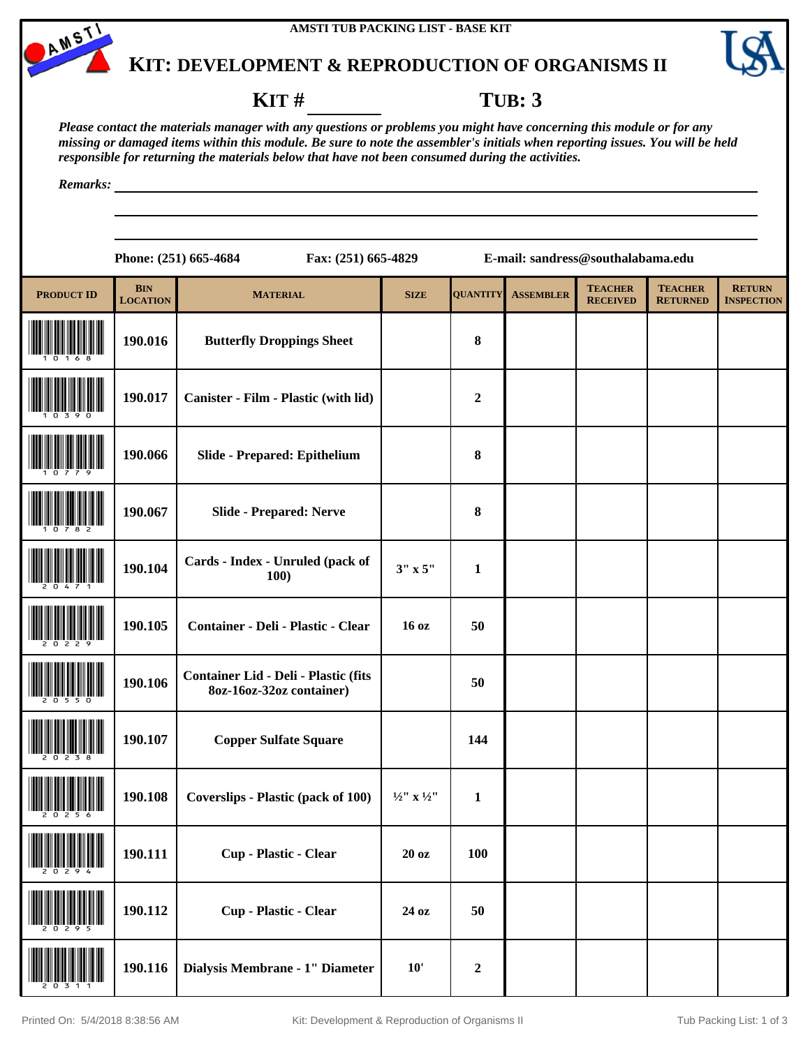AMSTI TUB PACKING LIST - BASE KIT

# KIT: DEVELOPMENT & REPRODUCTION OF ORGANISMS II

**KIT # ________** **TUB: 3**

*Please contact the materials manager with any questions or problems you might have concerning this module or for any missing or damaged items within this module. Be sure to note the assembler's initials when reporting issues. You will be held responsible for returning the materials below that have not been consumed during the activities.*

*Remarks:* ____________________

**Phone: (251) 665-4684** **Fax: (251) 665-4829** **E-mail: sandress@southalabama.edu**

| PRODUCT ID | BIN LOCATION | MATERIAL | SIZE | QUANTITY | ASSEMBLER | TEACHER RECEIVED | TEACHER RETURNED | RETURN INSPECTION |
|---|---|---|---|---|---|---|---|---|
| 10168 | 190.016 | Butterfly Droppings Sheet | | 8 | | | | |
| 10390 | 190.017 | Canister - Film - Plastic (with lid) | | 2 | | | | |
| 10779 | 190.066 | Slide - Prepared: Epithelium | | 8 | | | | |
| 10782 | 190.067 | Slide - Prepared: Nerve | | 8 | | | | |
| 20471 | 190.104 | Cards - Index - Unruled (pack of 100) | 3" x 5" | 1 | | | | |
| 20229 | 190.105 | Container - Deli - Plastic - Clear | 16 oz | 50 | | | | |
| 20550 | 190.106 | Container Lid - Deli - Plastic (fits 8oz-16oz-32oz container) | | 50 | | | | |
| 20238 | 190.107 | Copper Sulfate Square | | 144 | | | | |
| 20256 | 190.108 | Coverslips - Plastic (pack of 100) | ½" x ½" | 1 | | | | |
| 20294 | 190.111 | Cup - Plastic - Clear | 20 oz | 100 | | | | |
| 20295 | 190.112 | Cup - Plastic - Clear | 24 oz | 50 | | | | |
| 20311 | 190.116 | Dialysis Membrane - 1" Diameter | 10' | 2 | | | | |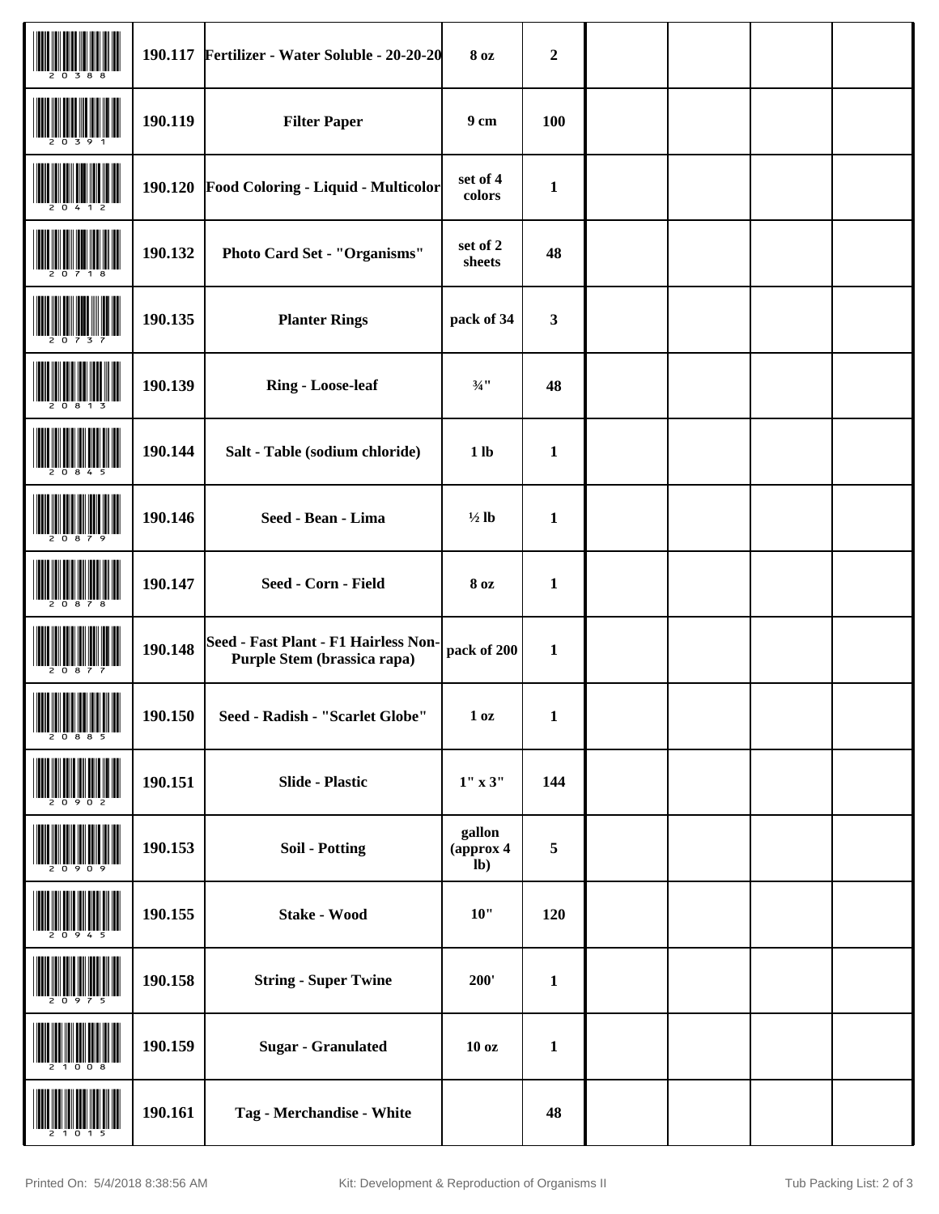| | | | | | | | | |
|---|---|---|---|---|---|---|---|---|
| 20388 | 190.117 | Fertilizer - Water Soluble - 20-20-20 | 8 oz | 2 | | | | |
| 20391 | 190.119 | Filter Paper | 9 cm | 100 | | | | |
| 20412 | 190.120 | Food Coloring - Liquid - Multicolor | set of 4 colors | 1 | | | | |
| 20718 | 190.132 | Photo Card Set - "Organisms" | set of 2 sheets | 48 | | | | |
| 20737 | 190.135 | Planter Rings | pack of 34 | 3 | | | | |
| 20813 | 190.139 | Ring - Loose-leaf | ¾" | 48 | | | | |
| 20845 | 190.144 | Salt - Table (sodium chloride) | 1 lb | 1 | | | | |
| 20879 | 190.146 | Seed - Bean - Lima | ½ lb | 1 | | | | |
| 20878 | 190.147 | Seed - Corn - Field | 8 oz | 1 | | | | |
| 20877 | 190.148 | Seed - Fast Plant - F1 Hairless Non-Purple Stem (brassica rapa) | pack of 200 | 1 | | | | |
| 20885 | 190.150 | Seed - Radish - "Scarlet Globe" | 1 oz | 1 | | | | |
| 20902 | 190.151 | Slide - Plastic | 1" x 3" | 144 | | | | |
| 20909 | 190.153 | Soil - Potting | gallon (approx 4 lb) | 5 | | | | |
| 20945 | 190.155 | Stake - Wood | 10" | 120 | | | | |
| 20975 | 190.158 | String - Super Twine | 200' | 1 | | | | |
| 21008 | 190.159 | Sugar - Granulated | 10 oz | 1 | | | | |
| 21015 | 190.161 | Tag - Merchandise - White | | 48 | | | | |

Printed On: 5/4/2018 8:38:56 AM Kit: Development & Reproduction of Organisms II Tub Packing List: 2 of 3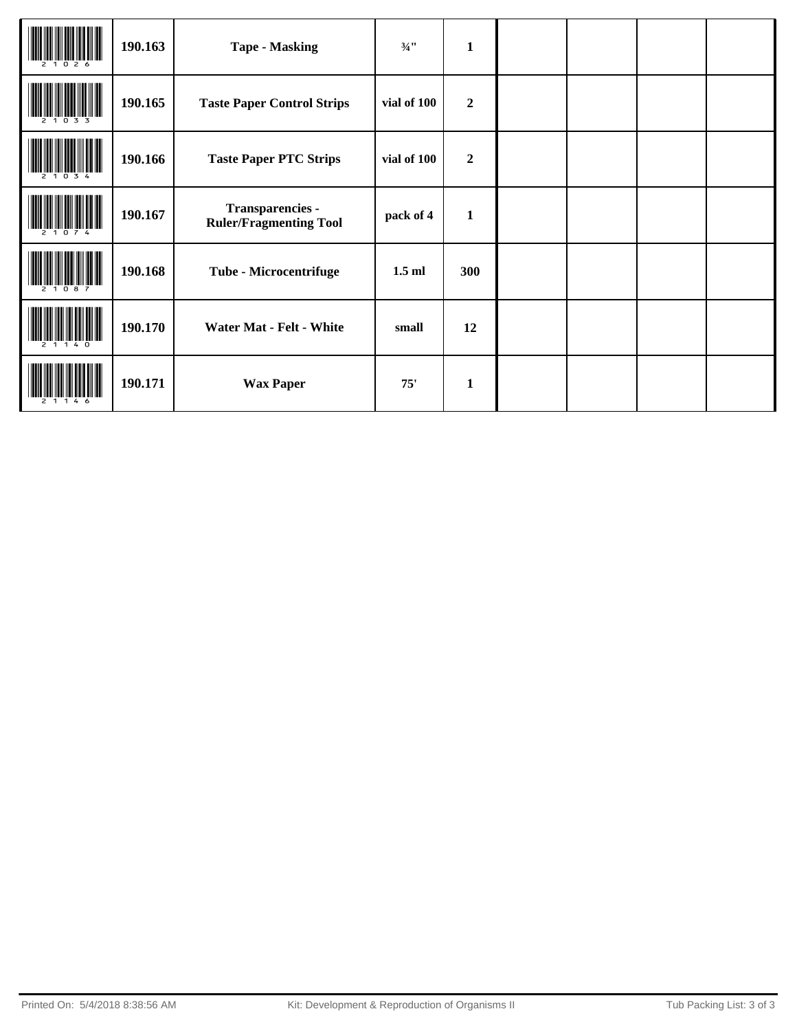| | | | | | | | | |
|---|---|---|---|---|---|---|---|---|
| 21026 | **190.163** | **Tape - Masking** | **¾"** | **1** | | | | |
| 21033 | **190.165** | **Taste Paper Control Strips** | **vial of 100** | **2** | | | | |
| 21034 | **190.166** | **Taste Paper PTC Strips** | **vial of 100** | **2** | | | | |
| 21074 | **190.167** | **Transparencies - Ruler/Fragmenting Tool** | **pack of 4** | **1** | | | | |
| 21087 | **190.168** | **Tube - Microcentrifuge** | **1.5 ml** | **300** | | | | |
| 21140 | **190.170** | **Water Mat - Felt - White** | **small** | **12** | | | | |
| 21146 | **190.171** | **Wax Paper** | **75'** | **1** | | | | |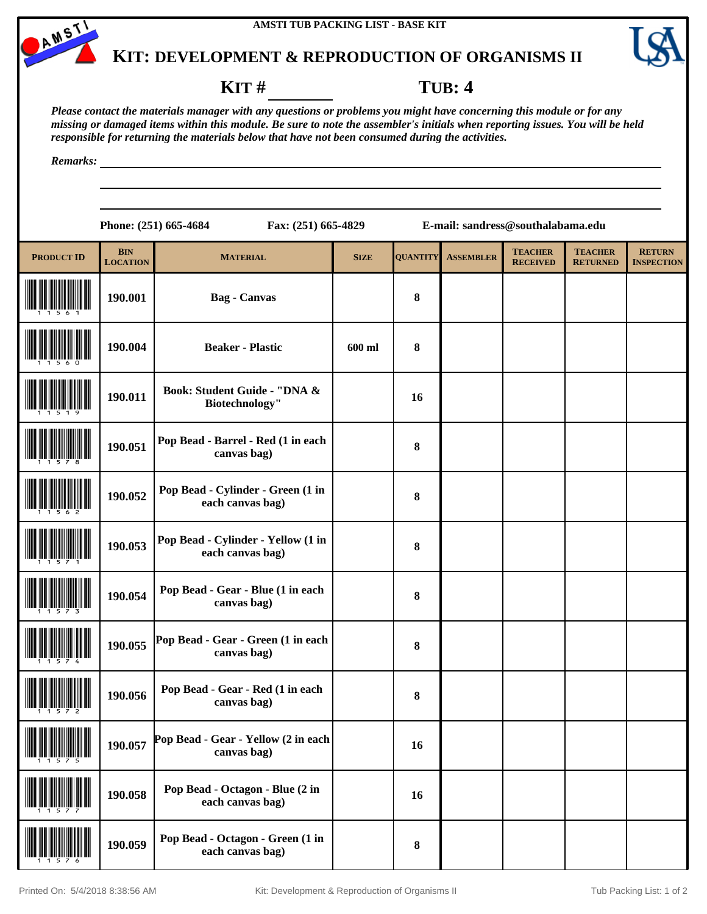AMSTI TUB PACKING LIST - BASE KIT

# KIT: DEVELOPMENT & REPRODUCTION OF ORGANISMS II

**KIT #** ________ **TUB: 4**

*Please contact the materials manager with any questions or problems you might have concerning this module or for any missing or damaged items within this module. Be sure to note the assembler's initials when reporting issues. You will be held responsible for returning the materials below that have not been consumed during the activities.*

*Remarks:* ______________________________

**Phone: (251) 665-4684** **Fax: (251) 665-4829** **E-mail: sandress@southalabama.edu**

| PRODUCT ID | BIN LOCATION | MATERIAL | SIZE | QUANTITY | ASSEMBLER | TEACHER RECEIVED | TEACHER RETURNED | RETURN INSPECTION |
|---|---|---|---|---|---|---|---|---|
| 11561 | 190.001 | Bag - Canvas | | 8 | | | | |
| 11560 | 190.004 | Beaker - Plastic | 600 ml | 8 | | | | |
| 11519 | 190.011 | Book: Student Guide - "DNA & Biotechnology" | | 16 | | | | |
| 11578 | 190.051 | Pop Bead - Barrel - Red (1 in each canvas bag) | | 8 | | | | |
| 11562 | 190.052 | Pop Bead - Cylinder - Green (1 in each canvas bag) | | 8 | | | | |
| 11571 | 190.053 | Pop Bead - Cylinder - Yellow (1 in each canvas bag) | | 8 | | | | |
| 11573 | 190.054 | Pop Bead - Gear - Blue (1 in each canvas bag) | | 8 | | | | |
| 11574 | 190.055 | Pop Bead - Gear - Green (1 in each canvas bag) | | 8 | | | | |
| 11572 | 190.056 | Pop Bead - Gear - Red (1 in each canvas bag) | | 8 | | | | |
| 11575 | 190.057 | Pop Bead - Gear - Yellow (2 in each canvas bag) | | 16 | | | | |
| 11577 | 190.058 | Pop Bead - Octagon - Blue (2 in each canvas bag) | | 16 | | | | |
| 11576 | 190.059 | Pop Bead - Octagon - Green (1 in each canvas bag) | | 8 | | | | |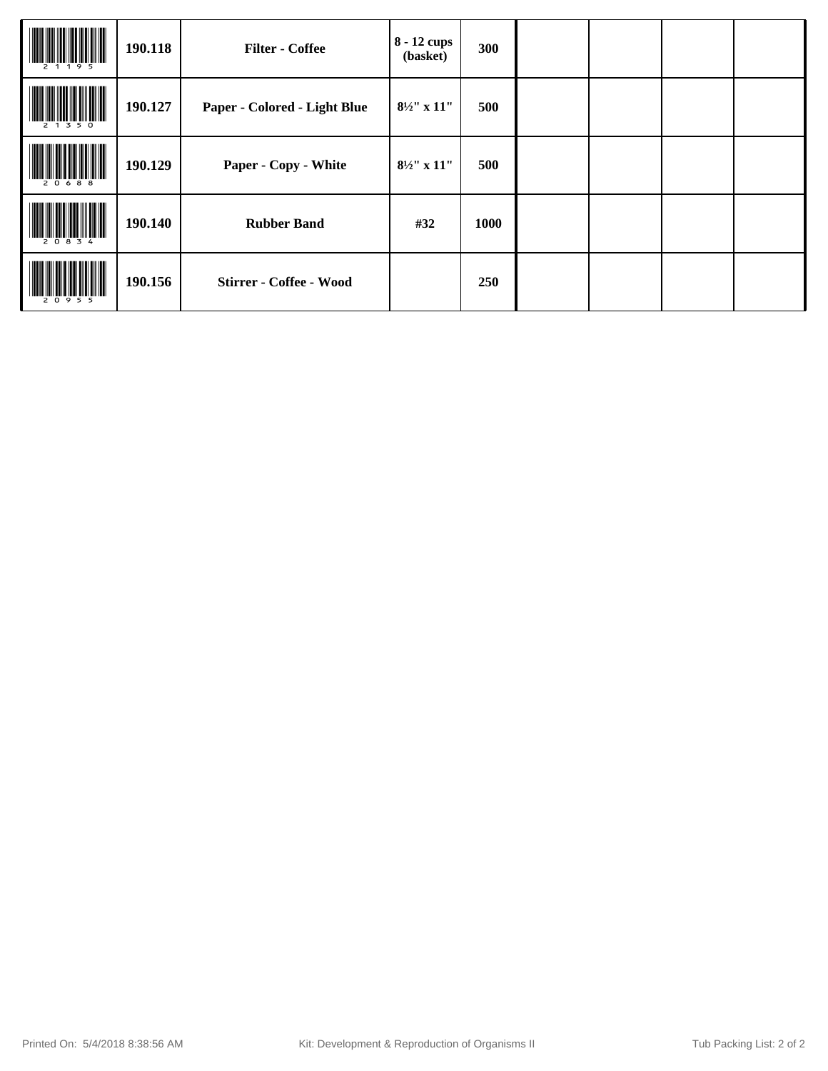| | | | | | | | | |
|---|---|---|---|---|---|---|---|---|
| 21195 | **190.118** | **Filter - Coffee** | **8 - 12 cups (basket)** | **300** | | | | |
| 21350 | **190.127** | **Paper - Colored - Light Blue** | **8½" x 11"** | **500** | | | | |
| 20688 | **190.129** | **Paper - Copy - White** | **8½" x 11"** | **500** | | | | |
| 20834 | **190.140** | **Rubber Band** | **#32** | **1000** | | | | |
| 20955 | **190.156** | **Stirrer - Coffee - Wood** | | **250** | | | | |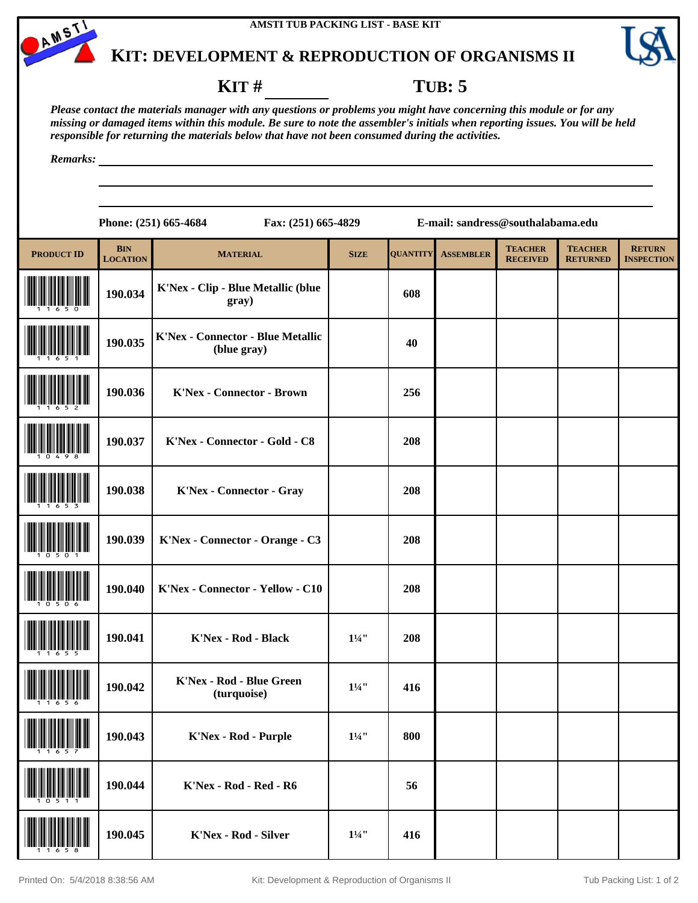AMSTI TUB PACKING LIST - BASE KIT

# KIT: DEVELOPMENT & REPRODUCTION OF ORGANISMS II

**KIT # ________** **TUB: 5**

***Please contact the materials manager with any questions or problems you might have concerning this module or for any missing or damaged items within this module. Be sure to note the assembler's initials when reporting issues. You will be held responsible for returning the materials below that have not been consumed during the activities.***

***Remarks:*** ________________________________________

**Phone: (251) 665-4684** **Fax: (251) 665-4829** **E-mail: sandress@southalabama.edu**

| PRODUCT ID | BIN LOCATION | MATERIAL | SIZE | QUANTITY | ASSEMBLER | TEACHER RECEIVED | TEACHER RETURNED | RETURN INSPECTION |
|---|---|---|---|---|---|---|---|---|
| 11650 | 190.034 | K'Nex - Clip - Blue Metallic (blue gray) | | 608 | | | | |
| 11651 | 190.035 | K'Nex - Connector - Blue Metallic (blue gray) | | 40 | | | | |
| 11652 | 190.036 | K'Nex - Connector - Brown | | 256 | | | | |
| 10498 | 190.037 | K'Nex - Connector - Gold - C8 | | 208 | | | | |
| 11653 | 190.038 | K'Nex - Connector - Gray | | 208 | | | | |
| 10501 | 190.039 | K'Nex - Connector - Orange - C3 | | 208 | | | | |
| 10506 | 190.040 | K'Nex - Connector - Yellow - C10 | | 208 | | | | |
| 11655 | 190.041 | K'Nex - Rod - Black | 1¼" | 208 | | | | |
| 11656 | 190.042 | K'Nex - Rod - Blue Green (turquoise) | 1¼" | 416 | | | | |
| 11657 | 190.043 | K'Nex - Rod - Purple | 1¼" | 800 | | | | |
| 10511 | 190.044 | K'Nex - Rod - Red - R6 | | 56 | | | | |
| 11658 | 190.045 | K'Nex - Rod - Silver | 1¼" | 416 | | | | |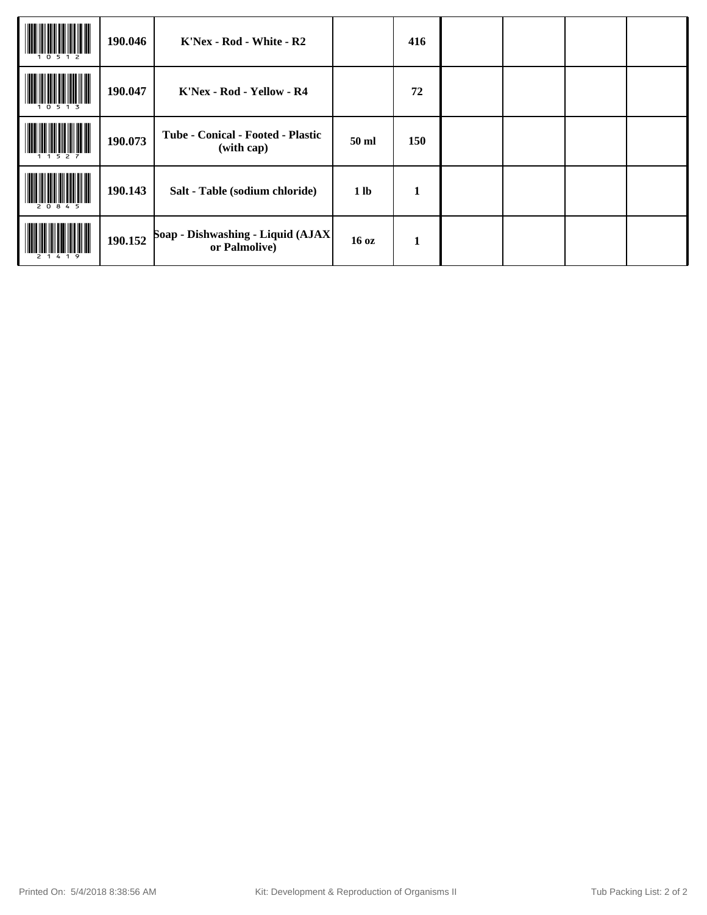| | | | | | | | | |
|---|---|---|---|---|---|---|---|---|
| 10512 | **190.046** | **K'Nex - Rod - White - R2** | | **416** | | | | |
| 10513 | **190.047** | **K'Nex - Rod - Yellow - R4** | | **72** | | | | |
| 11527 | **190.073** | **Tube - Conical - Footed - Plastic (with cap)** | **50 ml** | **150** | | | | |
| 20845 | **190.143** | **Salt - Table (sodium chloride)** | **1 lb** | **1** | | | | |
| 21419 | **190.152** | **Soap - Dishwashing - Liquid (AJAX or Palmolive)** | **16 oz** | **1** | | | | |

Printed On: 5/4/2018 8:38:56 AM    Kit: Development & Reproduction of Organisms II    Tub Packing List: 2 of 2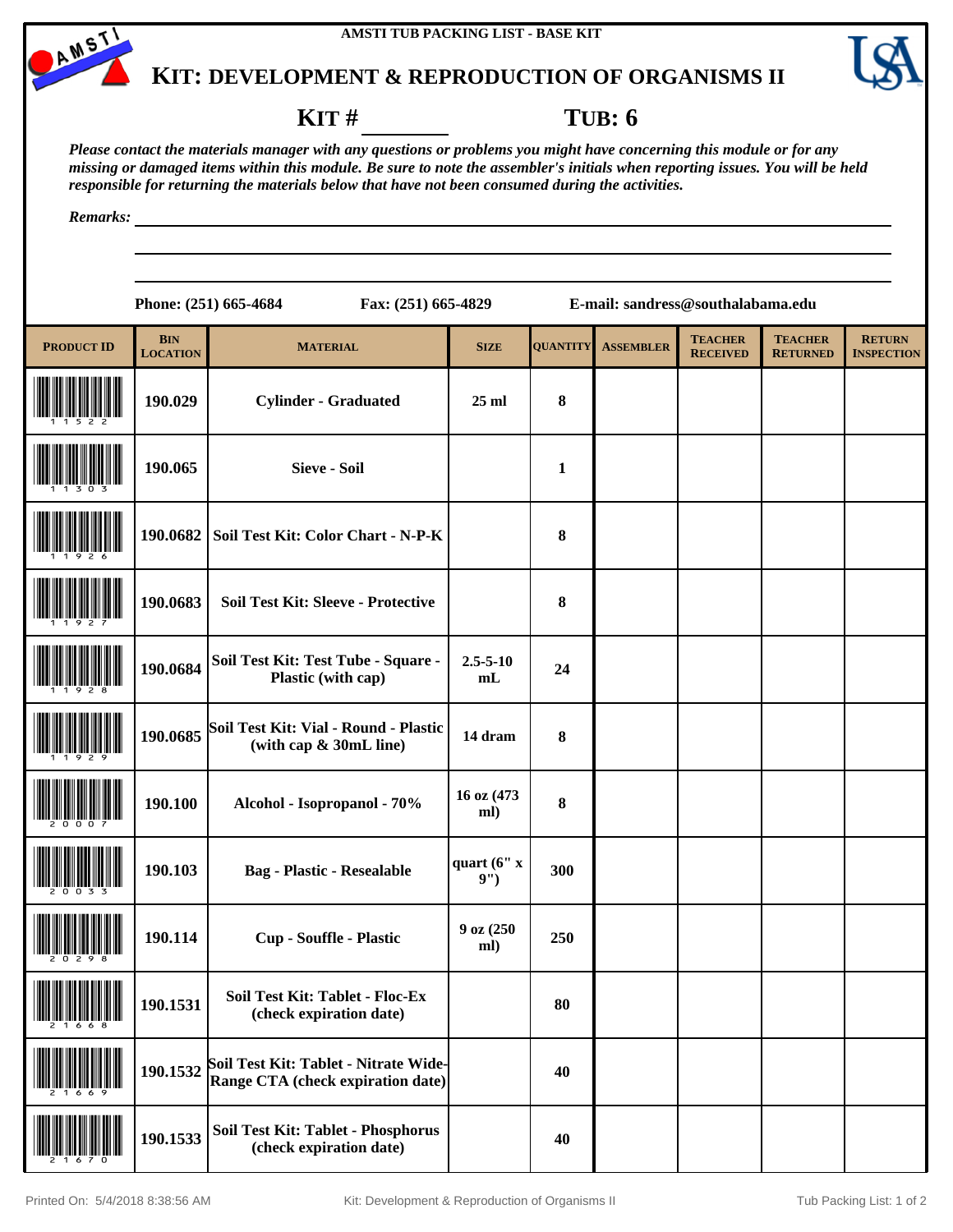AMSTI TUB PACKING LIST - BASE KIT

# KIT: DEVELOPMENT & REPRODUCTION OF ORGANISMS II

**KIT #** ________ **TUB: 6**

*Please contact the materials manager with any questions or problems you might have concerning this module or for any missing or damaged items within this module. Be sure to note the assembler's initials when reporting issues. You will be held responsible for returning the materials below that have not been consumed during the activities.*

*Remarks:* ____________________________________________

**Phone: (251) 665-4684** **Fax: (251) 665-4829** **E-mail: sandress@southalabama.edu**

| PRODUCT ID | BIN LOCATION | MATERIAL | SIZE | QUANTITY | ASSEMBLER | TEACHER RECEIVED | TEACHER RETURNED | RETURN INSPECTION |
|---|---|---|---|---|---|---|---|---|
| 11522 | 190.029 | Cylinder - Graduated | 25 ml | 8 | | | | |
| 11303 | 190.065 | Sieve - Soil | | 1 | | | | |
| 11926 | 190.0682 | Soil Test Kit: Color Chart - N-P-K | | 8 | | | | |
| 11927 | 190.0683 | Soil Test Kit: Sleeve - Protective | | 8 | | | | |
| 11928 | 190.0684 | Soil Test Kit: Test Tube - Square - Plastic (with cap) | 2.5-5-10 mL | 24 | | | | |
| 11929 | 190.0685 | Soil Test Kit: Vial - Round - Plastic (with cap & 30mL line) | 14 dram | 8 | | | | |
| 20007 | 190.100 | Alcohol - Isopropanol - 70% | 16 oz (473 ml) | 8 | | | | |
| 20033 | 190.103 | Bag - Plastic - Resealable | quart (6" x 9") | 300 | | | | |
| 20298 | 190.114 | Cup - Souffle - Plastic | 9 oz (250 ml) | 250 | | | | |
| 21668 | 190.1531 | Soil Test Kit: Tablet - Floc-Ex (check expiration date) | | 80 | | | | |
| 21669 | 190.1532 | Soil Test Kit: Tablet - Nitrate Wide-Range CTA (check expiration date) | | 40 | | | | |
| 21670 | 190.1533 | Soil Test Kit: Tablet - Phosphorus (check expiration date) | | 40 | | | | |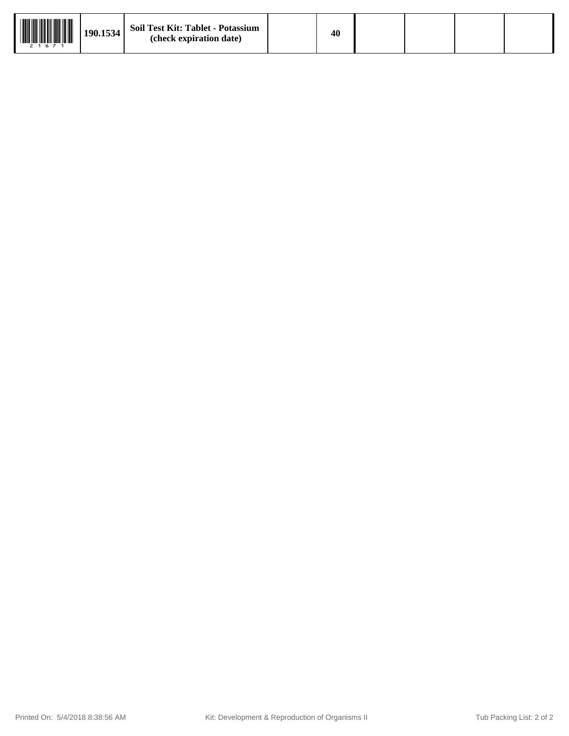| 21671 | 190.1534 | Soil Test Kit: Tablet - Potassium (check expiration date) | | 40 | | | | |
|---|---|---|---|---|---|---|---|---|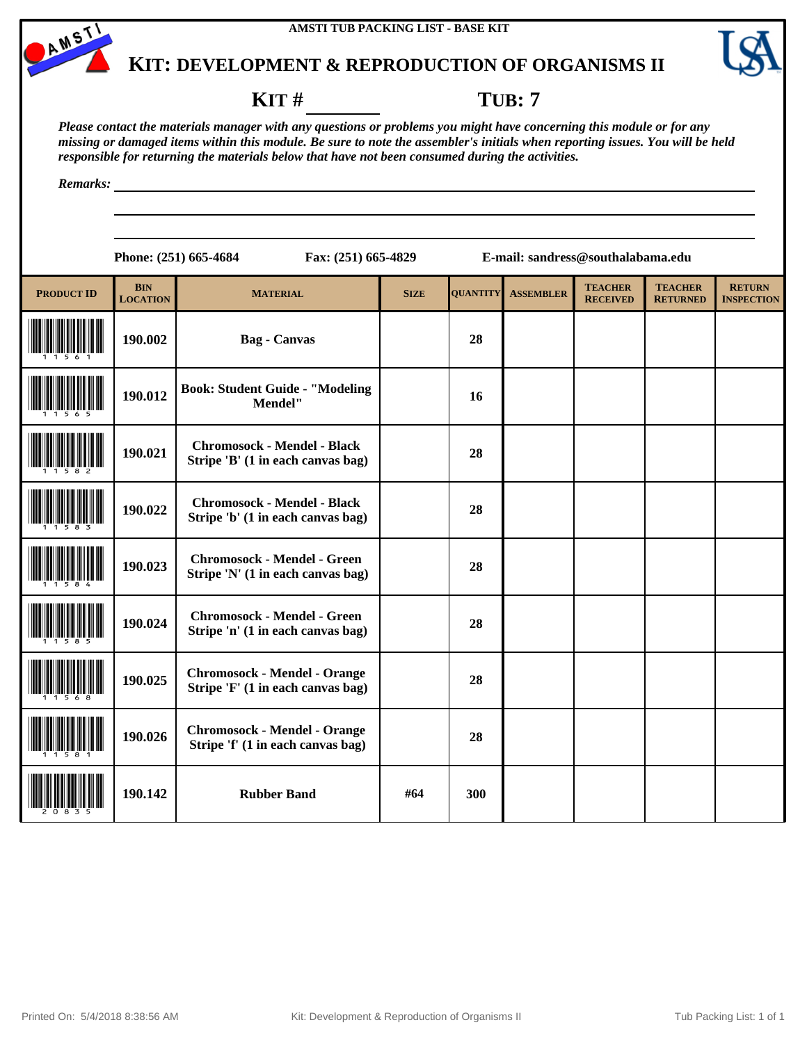AMSTI TUB PACKING LIST - BASE KIT

# KIT: DEVELOPMENT & REPRODUCTION OF ORGANISMS II

**KIT # ________** **TUB: 7**

*Please contact the materials manager with any questions or problems you might have concerning this module or for any missing or damaged items within this module. Be sure to note the assembler's initials when reporting issues. You will be held responsible for returning the materials below that have not been consumed during the activities.*

*Remarks:* ______________________________

**Phone: (251) 665-4684** **Fax: (251) 665-4829** **E-mail: sandress@southalabama.edu**

| PRODUCT ID | BIN LOCATION | MATERIAL | SIZE | QUANTITY | ASSEMBLER | TEACHER RECEIVED | TEACHER RETURNED | RETURN INSPECTION |
|---|---|---|---|---|---|---|---|---|
| 11561 | 190.002 | Bag - Canvas | | 28 | | | | |
| 11565 | 190.012 | Book: Student Guide - "Modeling Mendel" | | 16 | | | | |
| 11582 | 190.021 | Chromosock - Mendel - Black Stripe 'B' (1 in each canvas bag) | | 28 | | | | |
| 11583 | 190.022 | Chromosock - Mendel - Black Stripe 'b' (1 in each canvas bag) | | 28 | | | | |
| 11584 | 190.023 | Chromosock - Mendel - Green Stripe 'N' (1 in each canvas bag) | | 28 | | | | |
| 11585 | 190.024 | Chromosock - Mendel - Green Stripe 'n' (1 in each canvas bag) | | 28 | | | | |
| 11568 | 190.025 | Chromosock - Mendel - Orange Stripe 'F' (1 in each canvas bag) | | 28 | | | | |
| 11581 | 190.026 | Chromosock - Mendel - Orange Stripe 'f' (1 in each canvas bag) | | 28 | | | | |
| 20835 | 190.142 | Rubber Band | #64 | 300 | | | | |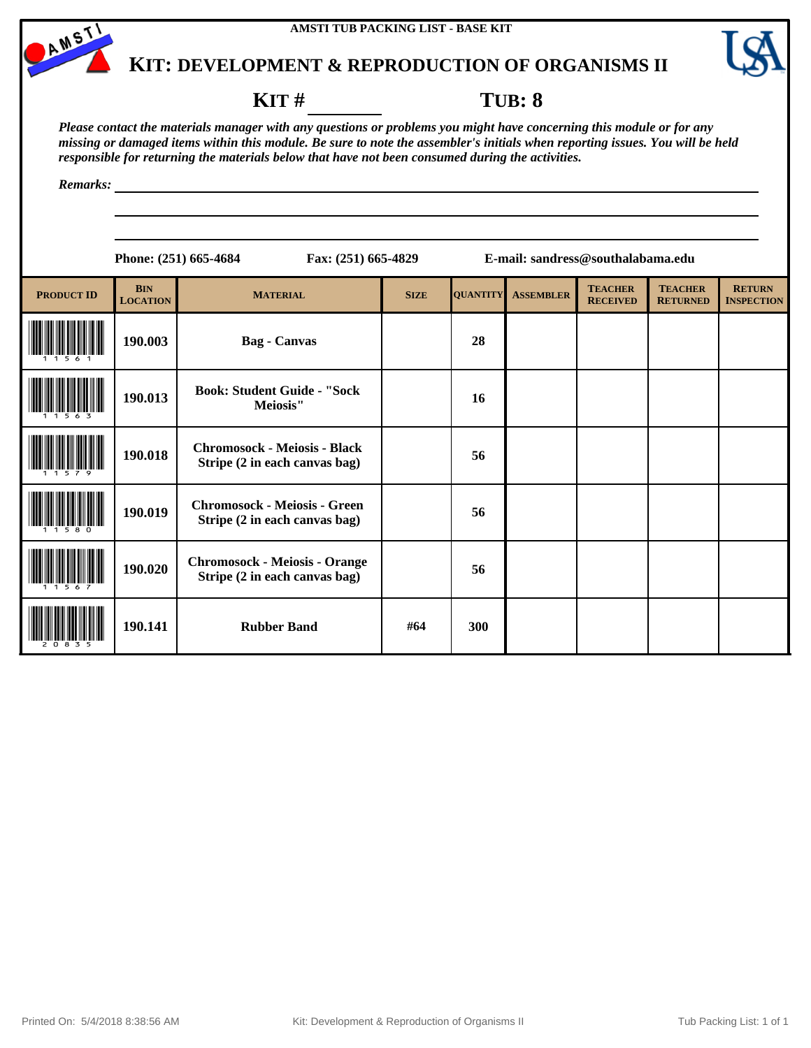AMSTI TUB PACKING LIST - BASE KIT

# KIT: DEVELOPMENT & REPRODUCTION OF ORGANISMS II

**KIT #** ________ **TUB: 8**

*Please contact the materials manager with any questions or problems you might have concerning this module or for any missing or damaged items within this module. Be sure to note the assembler's initials when reporting issues. You will be held responsible for returning the materials below that have not been consumed during the activities.*

*Remarks:* ________________________________________

**Phone: (251) 665-4684** **Fax: (251) 665-4829** **E-mail: sandress@southalabama.edu**

| PRODUCT ID | BIN LOCATION | MATERIAL | SIZE | QUANTITY | ASSEMBLER | TEACHER RECEIVED | TEACHER RETURNED | RETURN INSPECTION |
|---|---|---|---|---|---|---|---|---|
| 11561 | 190.003 | Bag - Canvas | | 28 | | | | |
| 11563 | 190.013 | Book: Student Guide - "Sock Meiosis" | | 16 | | | | |
| 11579 | 190.018 | Chromosock - Meiosis - Black Stripe (2 in each canvas bag) | | 56 | | | | |
| 11580 | 190.019 | Chromosock - Meiosis - Green Stripe (2 in each canvas bag) | | 56 | | | | |
| 11567 | 190.020 | Chromosock - Meiosis - Orange Stripe (2 in each canvas bag) | | 56 | | | | |
| 20835 | 190.141 | Rubber Band | #64 | 300 | | | | |